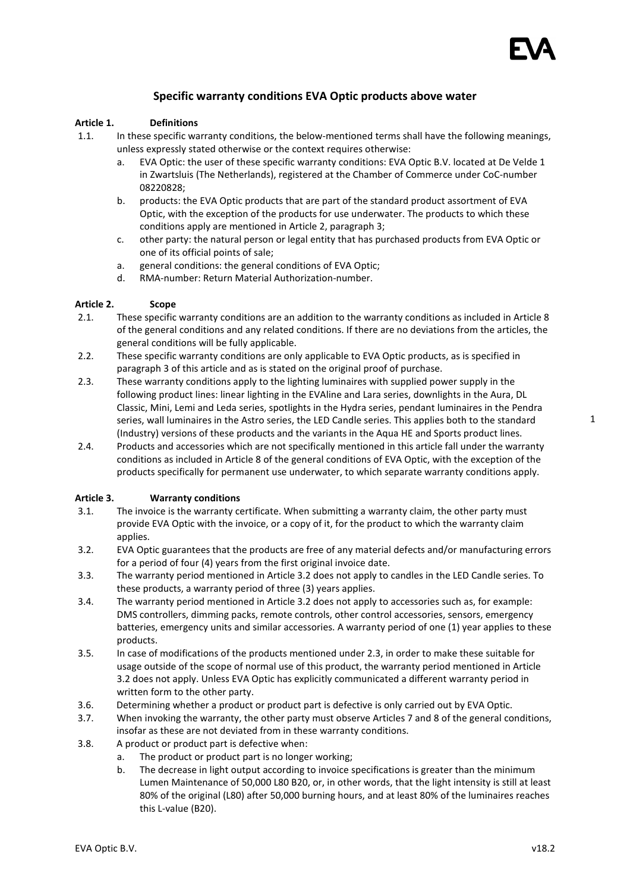# Specific warranty conditions EVA Optic products above water

**Article 1. Definitions**

1.1. In these specific warranty conditions, the below-mentioned terms shall have the following meanings, unless expressly stated otherwise or the context requires otherwise:

a. EVA Optic: the user of these specific warranty conditions: EVA Optic B.V. located at De Velde 1 in Zwartsluis (The Netherlands), registered at the Chamber of Commerce under CoC-number 08220828;

b. products: the EVA Optic products that are part of the standard product assortment of EVA Optic, with the exception of the products for use underwater. The products to which these conditions apply are mentioned in Article 2, paragraph 3;

c. other party: the natural person or legal entity that has purchased products from EVA Optic or one of its official points of sale;

a. general conditions: the general conditions of EVA Optic;

d. RMA-number: Return Material Authorization-number.

**Article 2. Scope**

2.1. These specific warranty conditions are an addition to the warranty conditions as included in Article 8 of the general conditions and any related conditions. If there are no deviations from the articles, the general conditions will be fully applicable.

2.2. These specific warranty conditions are only applicable to EVA Optic products, as is specified in paragraph 3 of this article and as is stated on the original proof of purchase.

2.3. These warranty conditions apply to the lighting luminaires with supplied power supply in the following product lines: linear lighting in the EVAline and Lara series, downlights in the Aura, DL Classic, Mini, Lemi and Leda series, spotlights in the Hydra series, pendant luminaires in the Pendra series, wall luminaires in the Astro series, the LED Candle series. This applies both to the standard (Industry) versions of these products and the variants in the Aqua HE and Sports product lines.

2.4. Products and accessories which are not specifically mentioned in this article fall under the warranty conditions as included in Article 8 of the general conditions of EVA Optic, with the exception of the products specifically for permanent use underwater, to which separate warranty conditions apply.

**Article 3. Warranty conditions**

3.1. The invoice is the warranty certificate. When submitting a warranty claim, the other party must provide EVA Optic with the invoice, or a copy of it, for the product to which the warranty claim applies.

3.2. EVA Optic guarantees that the products are free of any material defects and/or manufacturing errors for a period of four (4) years from the first original invoice date.

3.3. The warranty period mentioned in Article 3.2 does not apply to candles in the LED Candle series. To these products, a warranty period of three (3) years applies.

3.4. The warranty period mentioned in Article 3.2 does not apply to accessories such as, for example: DMS controllers, dimming packs, remote controls, other control accessories, sensors, emergency batteries, emergency units and similar accessories. A warranty period of one (1) year applies to these products.

3.5. In case of modifications of the products mentioned under 2.3, in order to make these suitable for usage outside of the scope of normal use of this product, the warranty period mentioned in Article 3.2 does not apply. Unless EVA Optic has explicitly communicated a different warranty period in written form to the other party.

3.6. Determining whether a product or product part is defective is only carried out by EVA Optic.

3.7. When invoking the warranty, the other party must observe Articles 7 and 8 of the general conditions, insofar as these are not deviated from in these warranty conditions.

3.8. A product or product part is defective when:

a. The product or product part is no longer working;

b. The decrease in light output according to invoice specifications is greater than the minimum Lumen Maintenance of 50,000 L80 B20, or, in other words, that the light intensity is still at least 80% of the original (L80) after 50,000 burning hours, and at least 80% of the luminaires reaches this L-value (B20).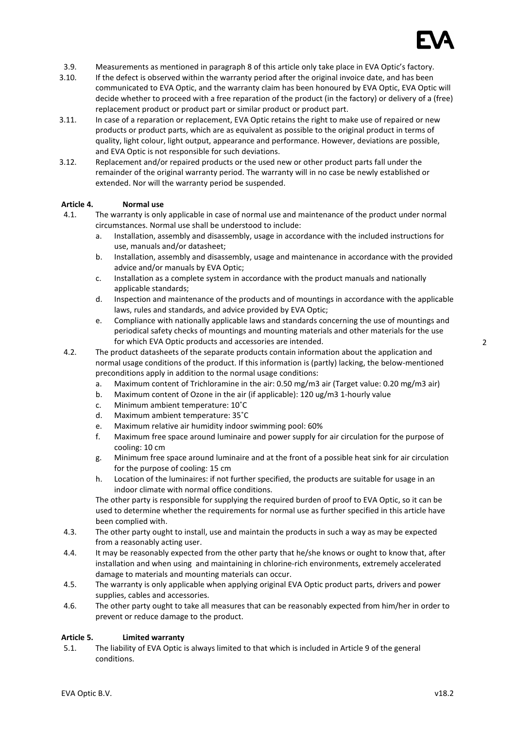3.9. Measurements as mentioned in paragraph 8 of this article only take place in EVA Optic's factory.

3.10. If the defect is observed within the warranty period after the original invoice date, and has been communicated to EVA Optic, and the warranty claim has been honoured by EVA Optic, EVA Optic will decide whether to proceed with a free reparation of the product (in the factory) or delivery of a (free) replacement product or product part or similar product or product part.

3.11. In case of a reparation or replacement, EVA Optic retains the right to make use of repaired or new products or product parts, which are as equivalent as possible to the original product in terms of quality, light colour, light output, appearance and performance. However, deviations are possible, and EVA Optic is not responsible for such deviations.

3.12. Replacement and/or repaired products or the used new or other product parts fall under the remainder of the original warranty period. The warranty will in no case be newly established or extended. Nor will the warranty period be suspended.

**Article 4. Normal use**

4.1. The warranty is only applicable in case of normal use and maintenance of the product under normal circumstances. Normal use shall be understood to include:

a. Installation, assembly and disassembly, usage in accordance with the included instructions for use, manuals and/or datasheet;
b. Installation, assembly and disassembly, usage and maintenance in accordance with the provided advice and/or manuals by EVA Optic;
c. Installation as a complete system in accordance with the product manuals and nationally applicable standards;
d. Inspection and maintenance of the products and of mountings in accordance with the applicable laws, rules and standards, and advice provided by EVA Optic;
e. Compliance with nationally applicable laws and standards concerning the use of mountings and periodical safety checks of mountings and mounting materials and other materials for the use for which EVA Optic products and accessories are intended.

4.2. The product datasheets of the separate products contain information about the application and normal usage conditions of the product. If this information is (partly) lacking, the below-mentioned preconditions apply in addition to the normal usage conditions:

a. Maximum content of Trichloramine in the air: 0.50 mg/m3 air (Target value: 0.20 mg/m3 air)
b. Maximum content of Ozone in the air (if applicable): 120 ug/m3 1-hourly value
c. Minimum ambient temperature: 10˚C
d. Maximum ambient temperature: 35˚C
e. Maximum relative air humidity indoor swimming pool: 60%
f. Maximum free space around luminaire and power supply for air circulation for the purpose of cooling: 10 cm
g. Minimum free space around luminaire and at the front of a possible heat sink for air circulation for the purpose of cooling: 15 cm
h. Location of the luminaires: if not further specified, the products are suitable for usage in an indoor climate with normal office conditions.

The other party is responsible for supplying the required burden of proof to EVA Optic, so it can be used to determine whether the requirements for normal use as further specified in this article have been complied with.

4.3. The other party ought to install, use and maintain the products in such a way as may be expected from a reasonably acting user.

4.4. It may be reasonably expected from the other party that he/she knows or ought to know that, after installation and when using and maintaining in chlorine-rich environments, extremely accelerated damage to materials and mounting materials can occur.

4.5. The warranty is only applicable when applying original EVA Optic product parts, drivers and power supplies, cables and accessories.

4.6. The other party ought to take all measures that can be reasonably expected from him/her in order to prevent or reduce damage to the product.

**Article 5. Limited warranty**

5.1. The liability of EVA Optic is always limited to that which is included in Article 9 of the general conditions.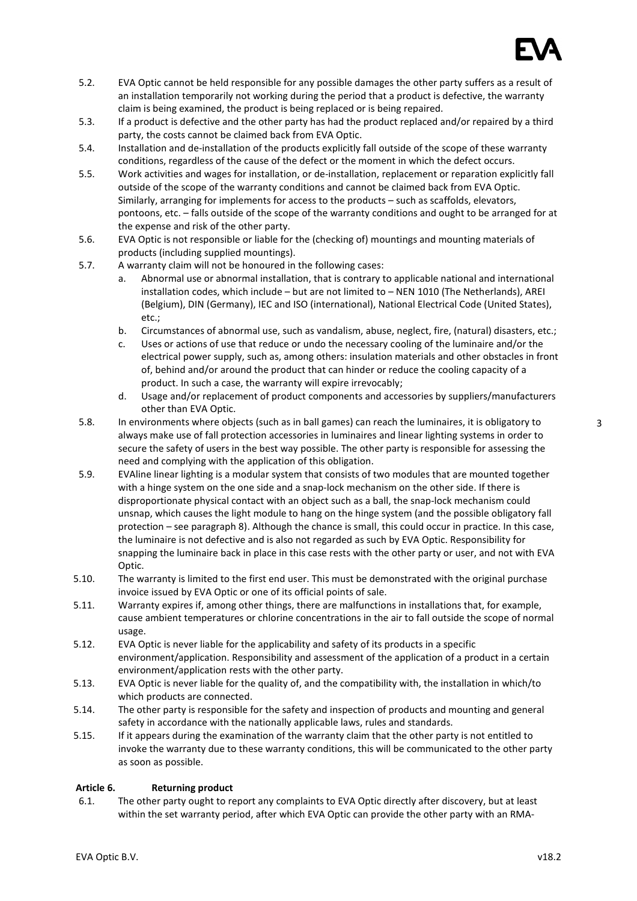5.2. EVA Optic cannot be held responsible for any possible damages the other party suffers as a result of an installation temporarily not working during the period that a product is defective, the warranty claim is being examined, the product is being replaced or is being repaired.

5.3. If a product is defective and the other party has had the product replaced and/or repaired by a third party, the costs cannot be claimed back from EVA Optic.

5.4. Installation and de-installation of the products explicitly fall outside of the scope of these warranty conditions, regardless of the cause of the defect or the moment in which the defect occurs.

5.5. Work activities and wages for installation, or de-installation, replacement or reparation explicitly fall outside of the scope of the warranty conditions and cannot be claimed back from EVA Optic. Similarly, arranging for implements for access to the products – such as scaffolds, elevators, pontoons, etc. – falls outside of the scope of the warranty conditions and ought to be arranged for at the expense and risk of the other party.

5.6. EVA Optic is not responsible or liable for the (checking of) mountings and mounting materials of products (including supplied mountings).

5.7. A warranty claim will not be honoured in the following cases:

   a. Abnormal use or abnormal installation, that is contrary to applicable national and international installation codes, which include – but are not limited to – NEN 1010 (The Netherlands), AREI (Belgium), DIN (Germany), IEC and ISO (international), National Electrical Code (United States), etc.;
   b. Circumstances of abnormal use, such as vandalism, abuse, neglect, fire, (natural) disasters, etc.;
   c. Uses or actions of use that reduce or undo the necessary cooling of the luminaire and/or the electrical power supply, such as, among others: insulation materials and other obstacles in front of, behind and/or around the product that can hinder or reduce the cooling capacity of a product. In such a case, the warranty will expire irrevocably;
   d. Usage and/or replacement of product components and accessories by suppliers/manufacturers other than EVA Optic.

5.8. In environments where objects (such as in ball games) can reach the luminaires, it is obligatory to always make use of fall protection accessories in luminaires and linear lighting systems in order to secure the safety of users in the best way possible. The other party is responsible for assessing the need and complying with the application of this obligation.

5.9. EVAline linear lighting is a modular system that consists of two modules that are mounted together with a hinge system on the one side and a snap-lock mechanism on the other side. If there is disproportionate physical contact with an object such as a ball, the snap-lock mechanism could unsnap, which causes the light module to hang on the hinge system (and the possible obligatory fall protection – see paragraph 8). Although the chance is small, this could occur in practice. In this case, the luminaire is not defective and is also not regarded as such by EVA Optic. Responsibility for snapping the luminaire back in place in this case rests with the other party or user, and not with EVA Optic.

5.10. The warranty is limited to the first end user. This must be demonstrated with the original purchase invoice issued by EVA Optic or one of its official points of sale.

5.11. Warranty expires if, among other things, there are malfunctions in installations that, for example, cause ambient temperatures or chlorine concentrations in the air to fall outside the scope of normal usage.

5.12. EVA Optic is never liable for the applicability and safety of its products in a specific environment/application. Responsibility and assessment of the application of a product in a certain environment/application rests with the other party.

5.13. EVA Optic is never liable for the quality of, and the compatibility with, the installation in which/to which products are connected.

5.14. The other party is responsible for the safety and inspection of products and mounting and general safety in accordance with the nationally applicable laws, rules and standards.

5.15. If it appears during the examination of the warranty claim that the other party is not entitled to invoke the warranty due to these warranty conditions, this will be communicated to the other party as soon as possible.

### Article 6. Returning product

6.1. The other party ought to report any complaints to EVA Optic directly after discovery, but at least within the set warranty period, after which EVA Optic can provide the other party with an RMA-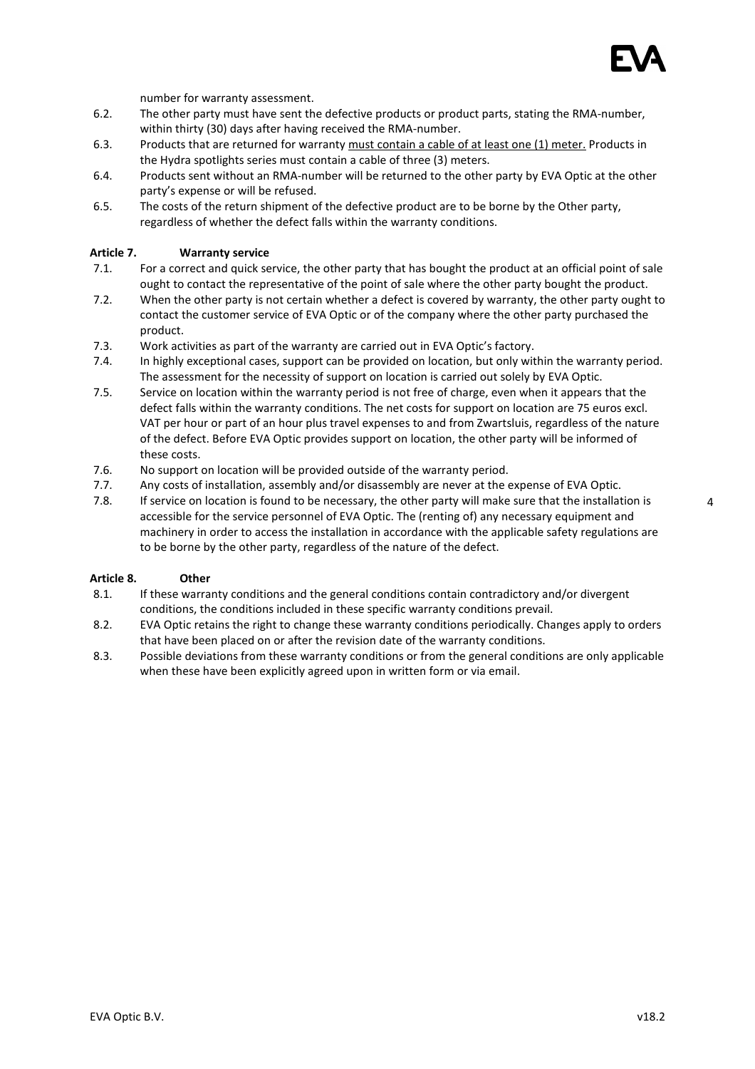number for warranty assessment.

6.2. The other party must have sent the defective products or product parts, stating the RMA-number, within thirty (30) days after having received the RMA-number.

6.3. Products that are returned for warranty <u>must contain a cable of at least one (1) meter.</u> Products in the Hydra spotlights series must contain a cable of three (3) meters.

6.4. Products sent without an RMA-number will be returned to the other party by EVA Optic at the other party's expense or will be refused.

6.5. The costs of the return shipment of the defective product are to be borne by the Other party, regardless of whether the defect falls within the warranty conditions.

**Article 7. Warranty service**

7.1. For a correct and quick service, the other party that has bought the product at an official point of sale ought to contact the representative of the point of sale where the other party bought the product.

7.2. When the other party is not certain whether a defect is covered by warranty, the other party ought to contact the customer service of EVA Optic or of the company where the other party purchased the product.

7.3. Work activities as part of the warranty are carried out in EVA Optic's factory.

7.4. In highly exceptional cases, support can be provided on location, but only within the warranty period. The assessment for the necessity of support on location is carried out solely by EVA Optic.

7.5. Service on location within the warranty period is not free of charge, even when it appears that the defect falls within the warranty conditions. The net costs for support on location are 75 euros excl. VAT per hour or part of an hour plus travel expenses to and from Zwartsluis, regardless of the nature of the defect. Before EVA Optic provides support on location, the other party will be informed of these costs.

7.6. No support on location will be provided outside of the warranty period.

7.7. Any costs of installation, assembly and/or disassembly are never at the expense of EVA Optic.

7.8. If service on location is found to be necessary, the other party will make sure that the installation is accessible for the service personnel of EVA Optic. The (renting of) any necessary equipment and machinery in order to access the installation in accordance with the applicable safety regulations are to be borne by the other party, regardless of the nature of the defect.

**Article 8. Other**

8.1. If these warranty conditions and the general conditions contain contradictory and/or divergent conditions, the conditions included in these specific warranty conditions prevail.

8.2. EVA Optic retains the right to change these warranty conditions periodically. Changes apply to orders that have been placed on or after the revision date of the warranty conditions.

8.3. Possible deviations from these warranty conditions or from the general conditions are only applicable when these have been explicitly agreed upon in written form or via email.